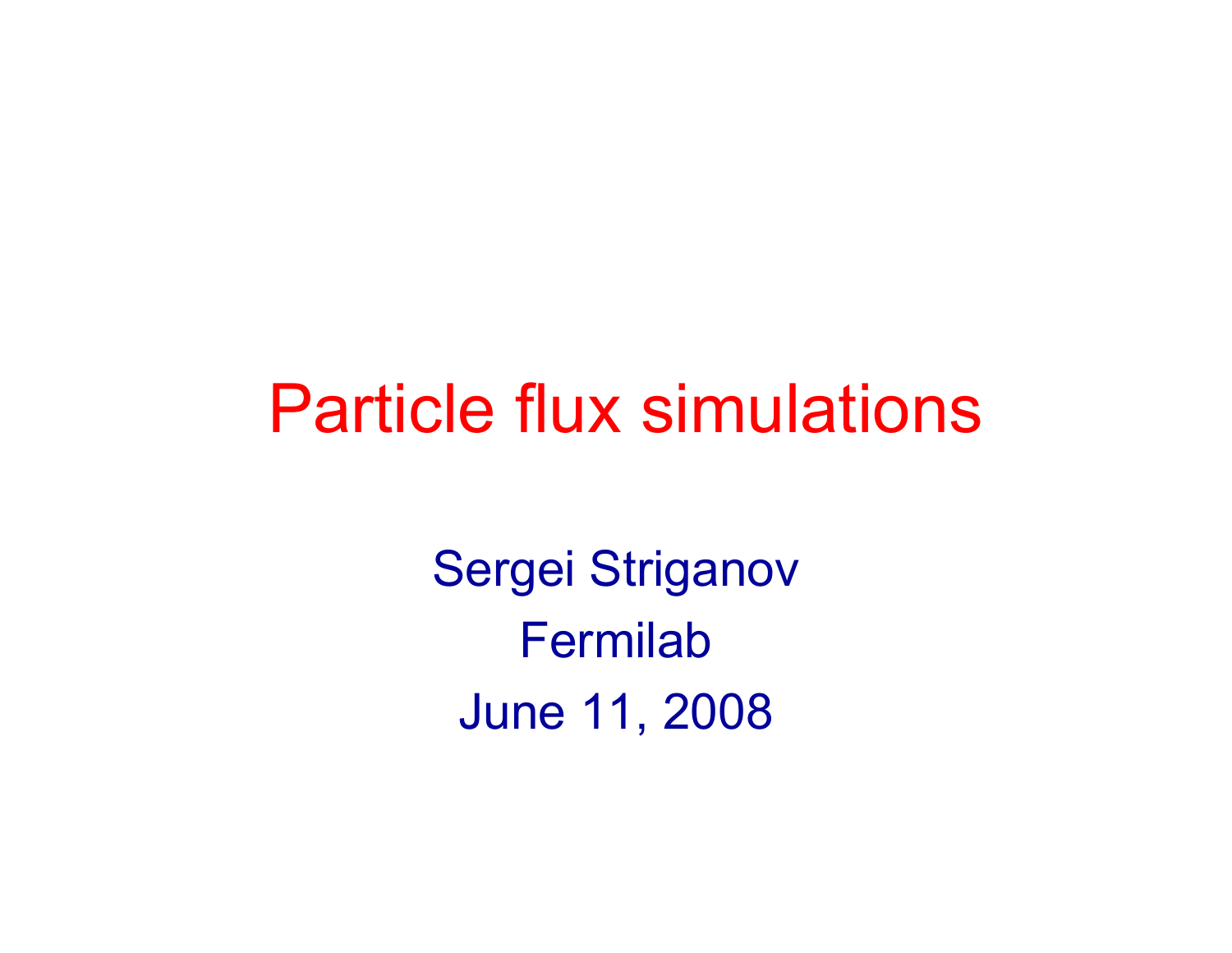# Particle flux simulations

Sergei Striganov

Fermilab

June 11, 2008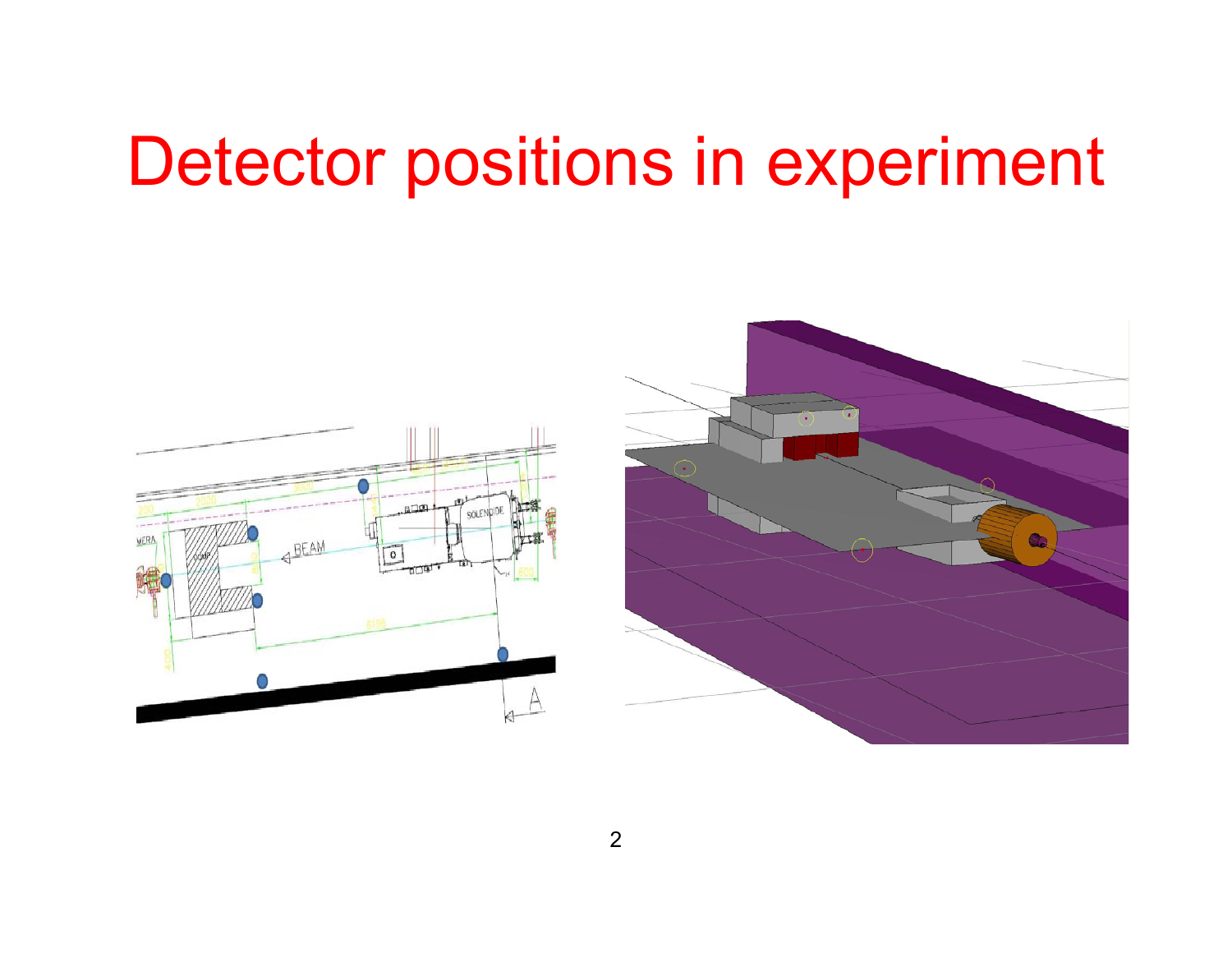# Detector positions in experiment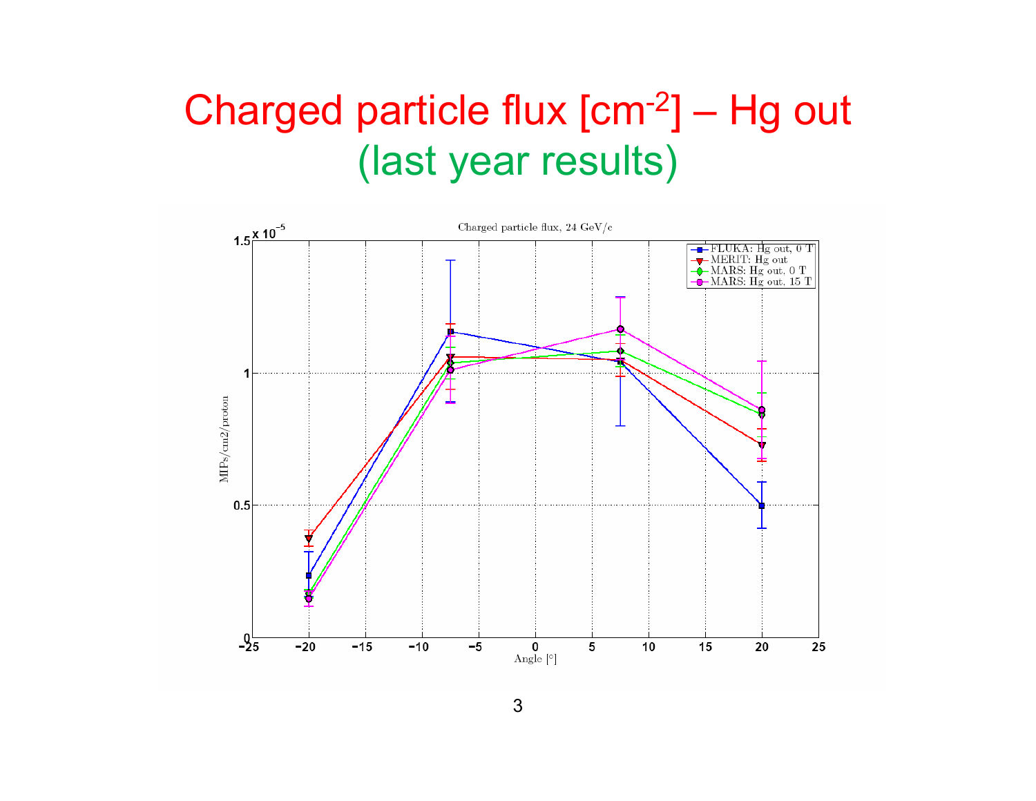# Charged particle flux [$cm^{-2}$] – Hg out

## (last year results)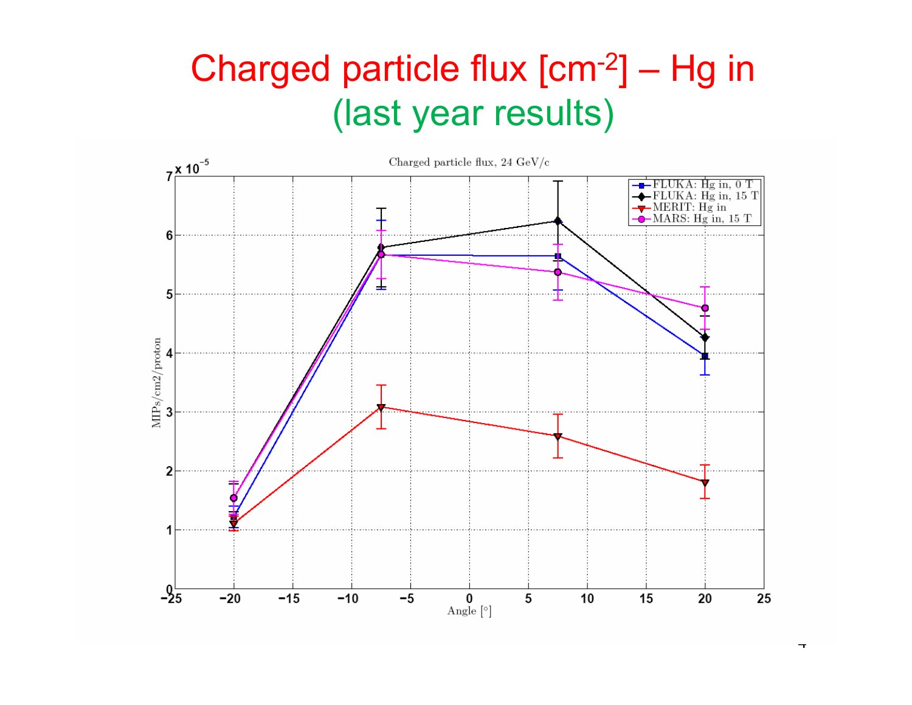# Charged particle flux [$cm^{-2}$] – Hg in (last year results)

Charged particle flux, 24 GeV/c

| Angle [°] | FLUKA: Hg in, 0 T | FLUKA: Hg in, 15 T | MERIT: Hg in | MARS: Hg in, 15 T |
|---|---|---|---|---|
| −20 | ~1.2 | ~1.1 | ~1.1 | ~1.55 |
| −7.5 | ~5.7 | ~5.8 | ~3.1 | ~5.7 |
| 7.5 | ~5.65 | ~6.25 | ~2.6 | ~5.4 |
| 20 | ~3.95 | ~4.25 | ~1.8 | ~4.75 |

y-axis: MIPs/cm2/proton ($\times 10^{-5}$); x-axis: Angle [°] (approximate values read from the plot)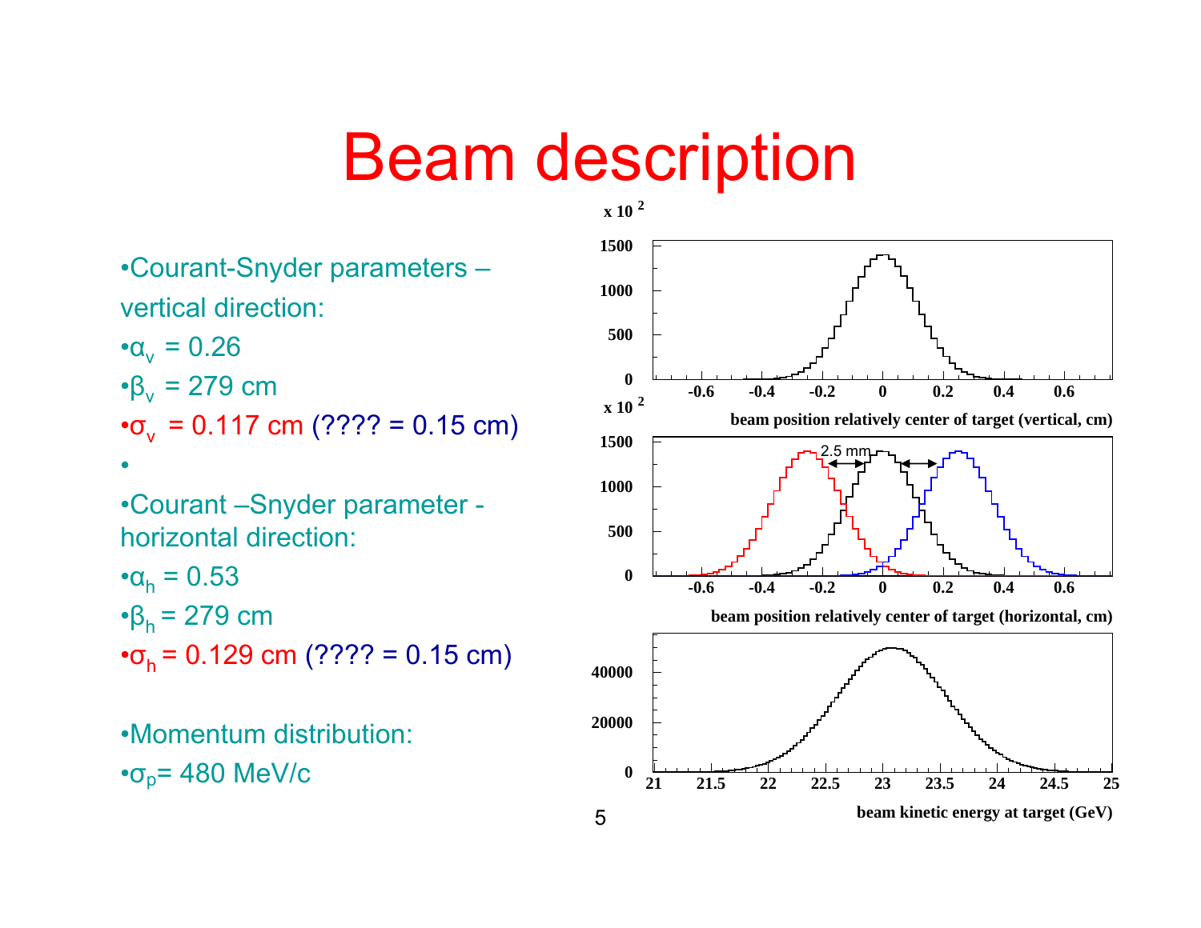# Beam description

- Courant-Snyder parameters – vertical direction:
- $\alpha_v$ = 0.26
- $\beta_v$ = 279 cm
- $\sigma_v$ = 0.117 cm (???? = 0.15 cm)
- 
- Courant –Snyder parameter - horizontal direction:
- $\alpha_h$ = 0.53
- $\beta_h$ = 279 cm
- $\sigma_h$ = 0.129 cm (???? = 0.15 cm)

- Momentum distribution:
- $\sigma_p$= 480 MeV/c

beam position relatively center of target (vertical, cm)

beam position relatively center of target (horizontal, cm)

2.5 mm

beam kinetic energy at target (GeV)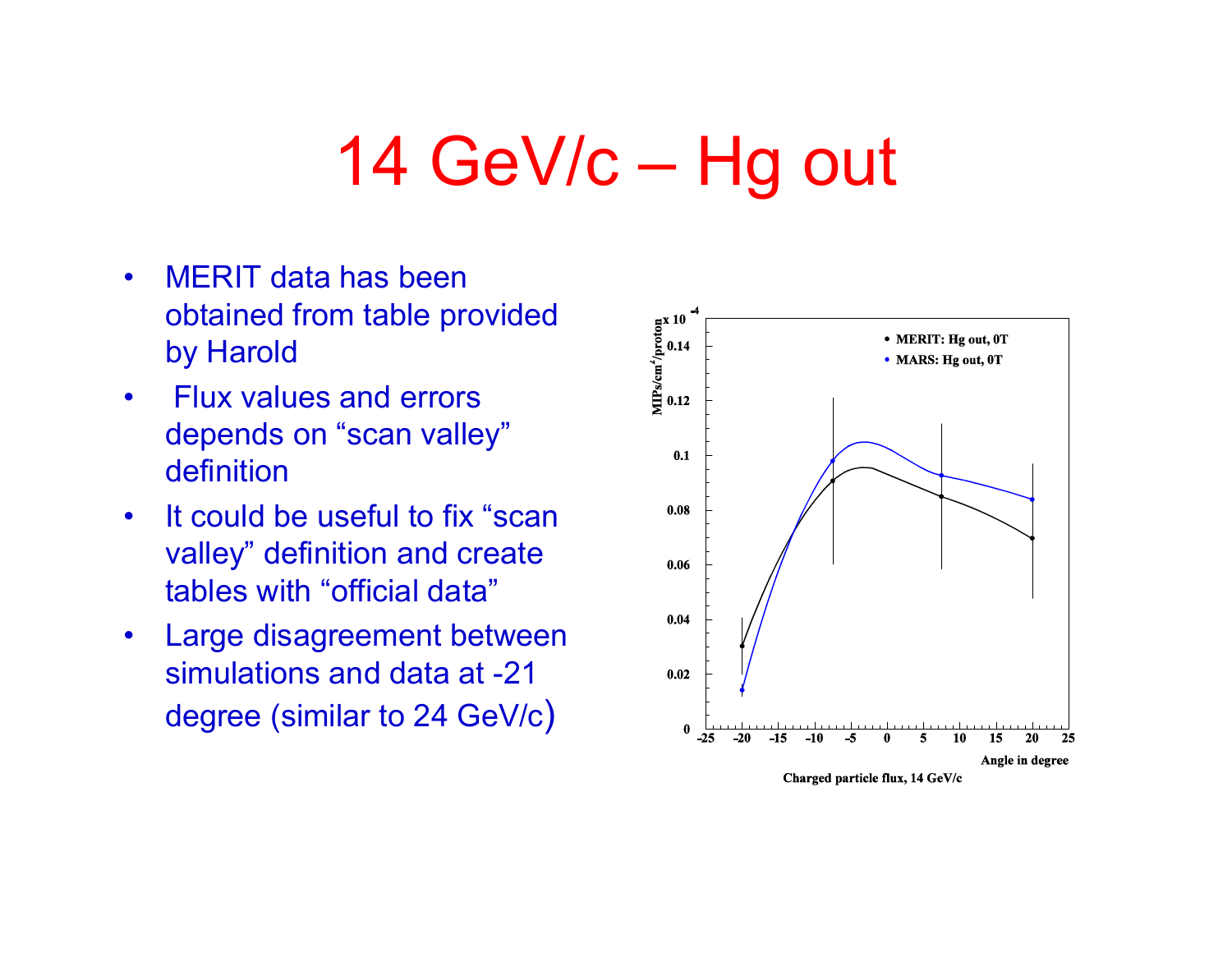# 14 GeV/c – Hg out

- MERIT data has been obtained from table provided by Harold
- Flux values and errors depends on "scan valley" definition
- It could be useful to fix "scan valley" definition and create tables with "official data"
- Large disagreement between simulations and data at -21 degree (similar to 24 GeV/c)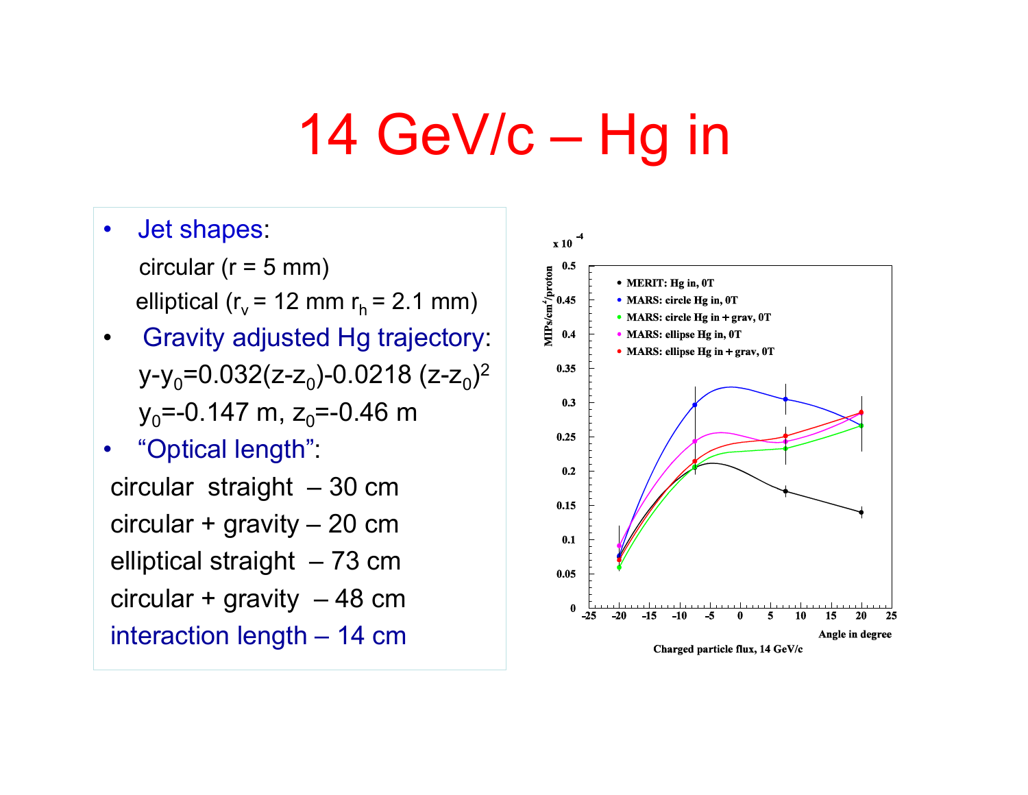# 14 GeV/c – Hg in

- Jet shapes:
  - circular (r = 5 mm)
  - elliptical ($r_v$ = 12 mm $r_h$ = 2.1 mm)
- Gravity adjusted Hg trajectory:
  - $y-y_0=0.032(z-z_0)-0.0218\,(z-z_0)^2$
  - $y_0$=-0.147 m, $z_0$=-0.46 m
- "Optical length":

circular straight – 30 cm

circular + gravity – 20 cm

elliptical straight – 73 cm

circular + gravity – 48 cm

interaction length – 14 cm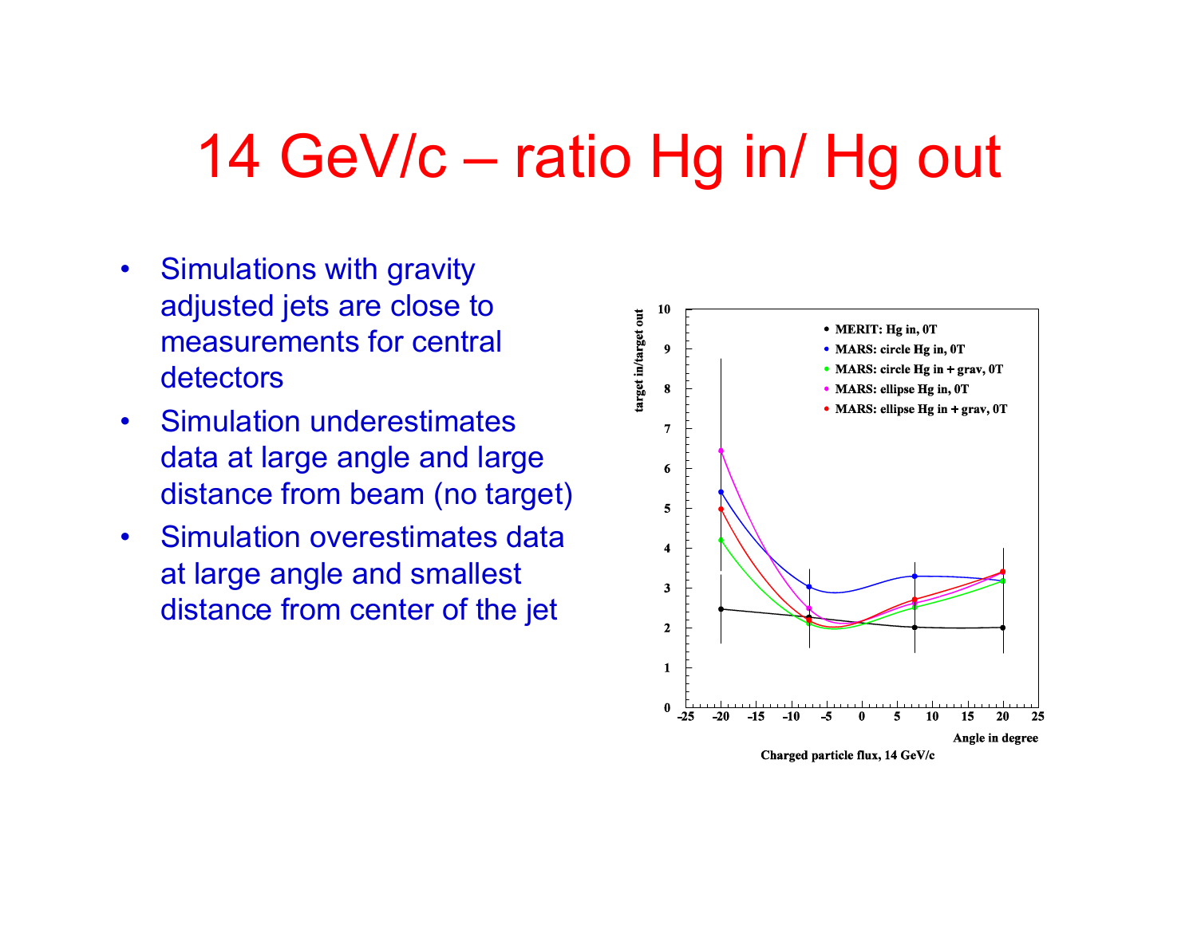# 14 GeV/c – ratio Hg in/ Hg out

- Simulations with gravity adjusted jets are close to measurements for central detectors
- Simulation underestimates data at large angle and large distance from beam (no target)
- Simulation overestimates data at large angle and smallest distance from center of the jet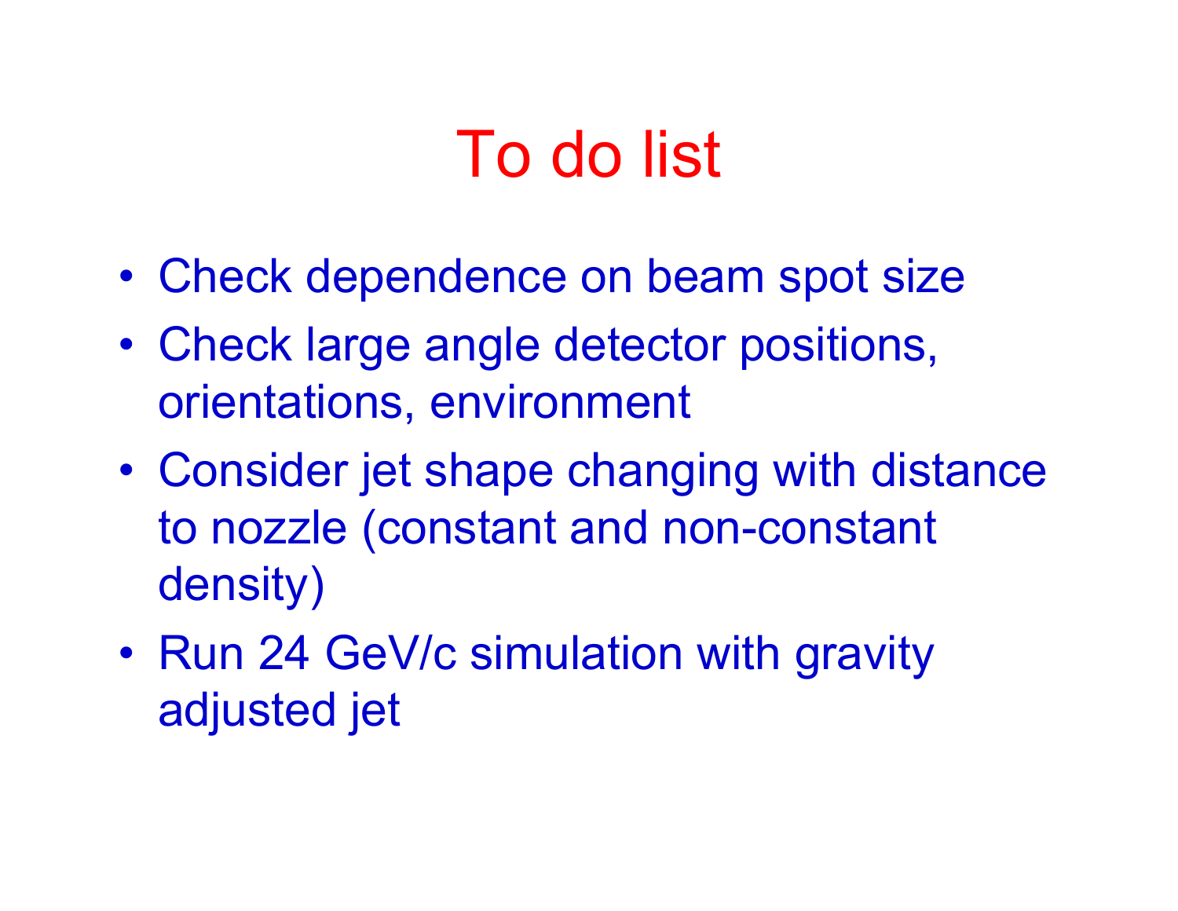# To do list

- Check dependence on beam spot size
- Check large angle detector positions, orientations, environment
- Consider jet shape changing with distance to nozzle (constant and non-constant density)
- Run 24 GeV/c simulation with gravity adjusted jet